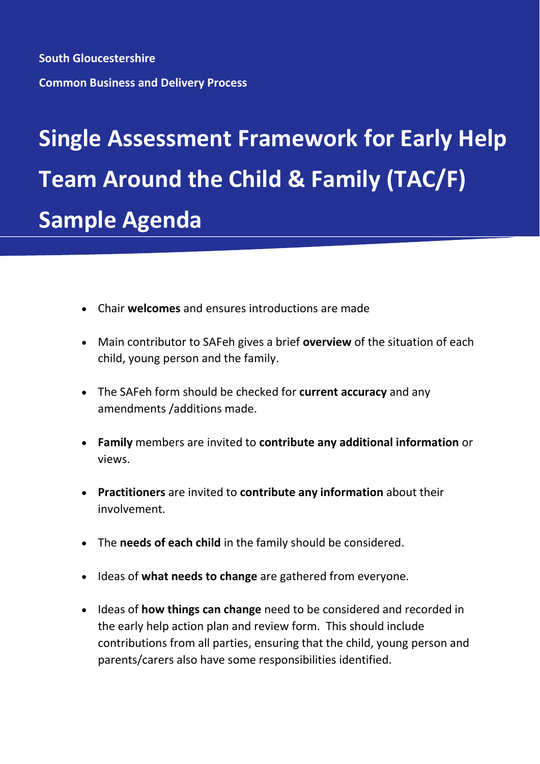**South Gloucestershire**

**Common Business and Delivery Process**

# Single Assessment Framework for Early Help Team Around the Child & Family (TAC/F) Sample Agenda

- Chair **welcomes** and ensures introductions are made
- Main contributor to SAFeh gives a brief **overview** of the situation of each child, young person and the family.
- The SAFeh form should be checked for **current accuracy** and any amendments /additions made.
- **Family** members are invited to **contribute any additional information** or views.
- **Practitioners** are invited to **contribute any information** about their involvement.
- The **needs of each child** in the family should be considered.
- Ideas of **what needs to change** are gathered from everyone.
- Ideas of **how things can change** need to be considered and recorded in the early help action plan and review form. This should include contributions from all parties, ensuring that the child, young person and parents/carers also have some responsibilities identified.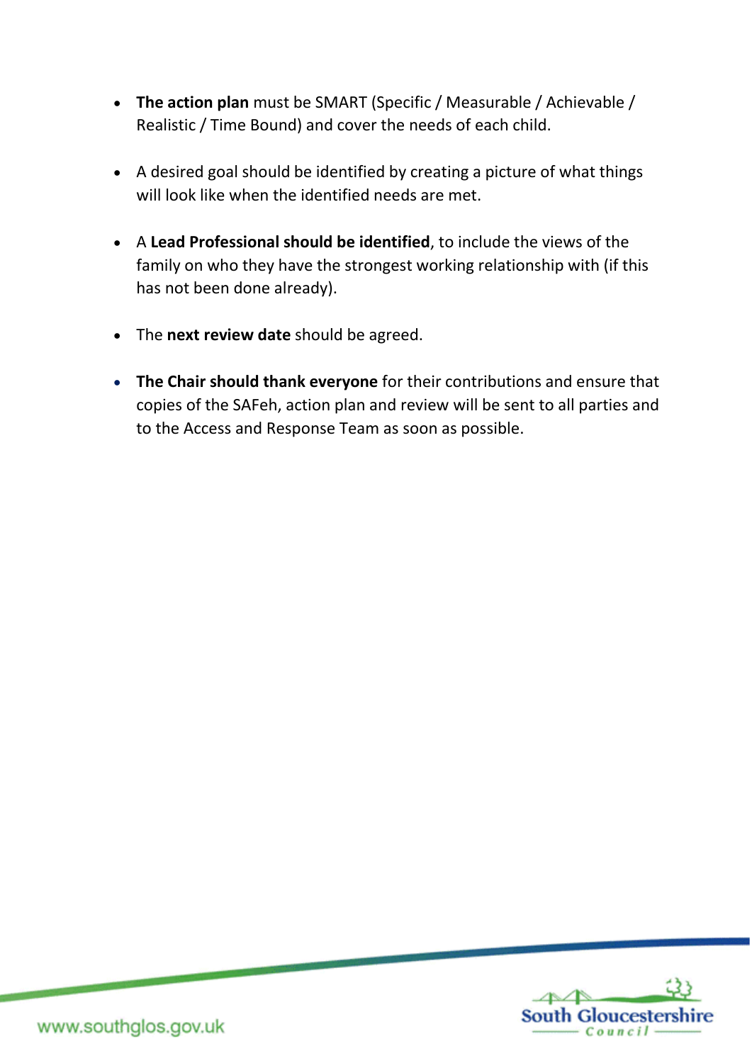- **The action plan** must be SMART (Specific / Measurable / Achievable / Realistic / Time Bound) and cover the needs of each child.

- A desired goal should be identified by creating a picture of what things will look like when the identified needs are met.

- A **Lead Professional should be identified**, to include the views of the family on who they have the strongest working relationship with (if this has not been done already).

- The **next review date** should be agreed.

- **The Chair should thank everyone** for their contributions and ensure that copies of the SAFeh, action plan and review will be sent to all parties and to the Access and Response Team as soon as possible.